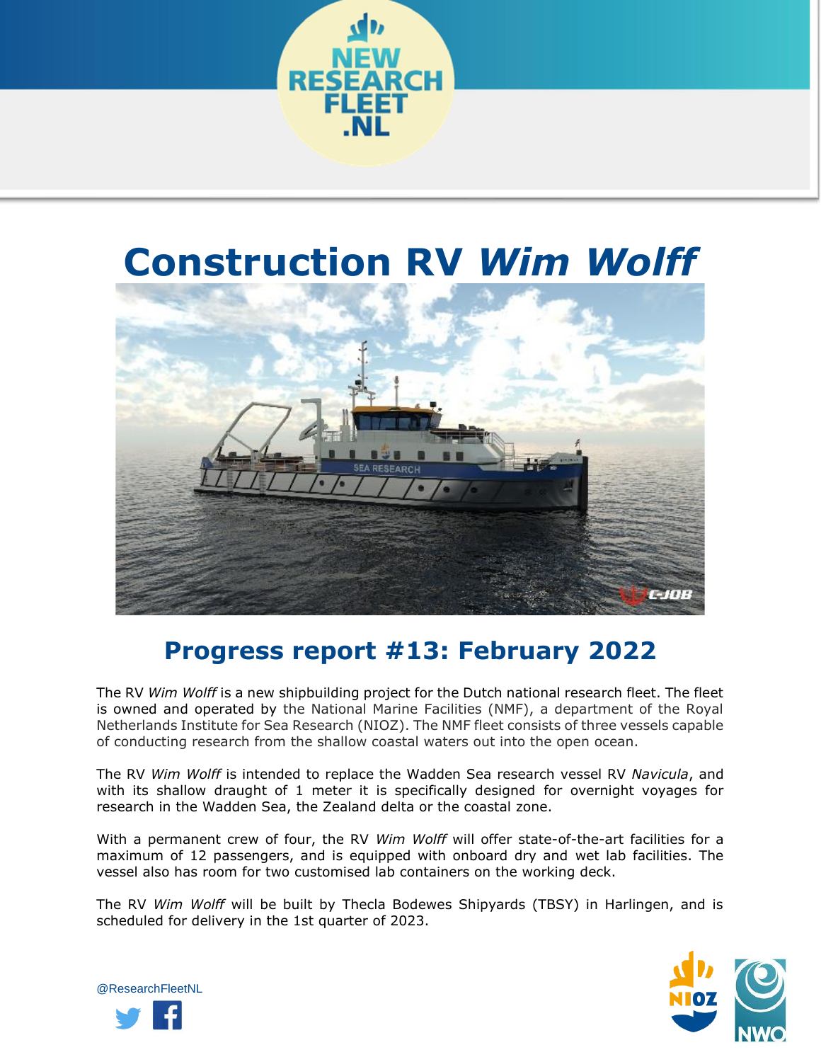# Construction RV *Wim Wolff*

## Progress report #13: February 2022

The RV *Wim Wolff* is a new shipbuilding project for the Dutch national research fleet. The fleet is owned and operated by the National Marine Facilities (NMF), a department of the Royal Netherlands Institute for Sea Research (NIOZ). The NMF fleet consists of three vessels capable of conducting research from the shallow coastal waters out into the open ocean.

The RV *Wim Wolff* is intended to replace the Wadden Sea research vessel RV *Navicula*, and with its shallow draught of 1 meter it is specifically designed for overnight voyages for research in the Wadden Sea, the Zealand delta or the coastal zone.

With a permanent crew of four, the RV *Wim Wolff* will offer state-of-the-art facilities for a maximum of 12 passengers, and is equipped with onboard dry and wet lab facilities. The vessel also has room for two customised lab containers on the working deck.

The RV *Wim Wolff* will be built by Thecla Bodewes Shipyards (TBSY) in Harlingen, and is scheduled for delivery in the 1st quarter of 2023.

@ResearchFleetNL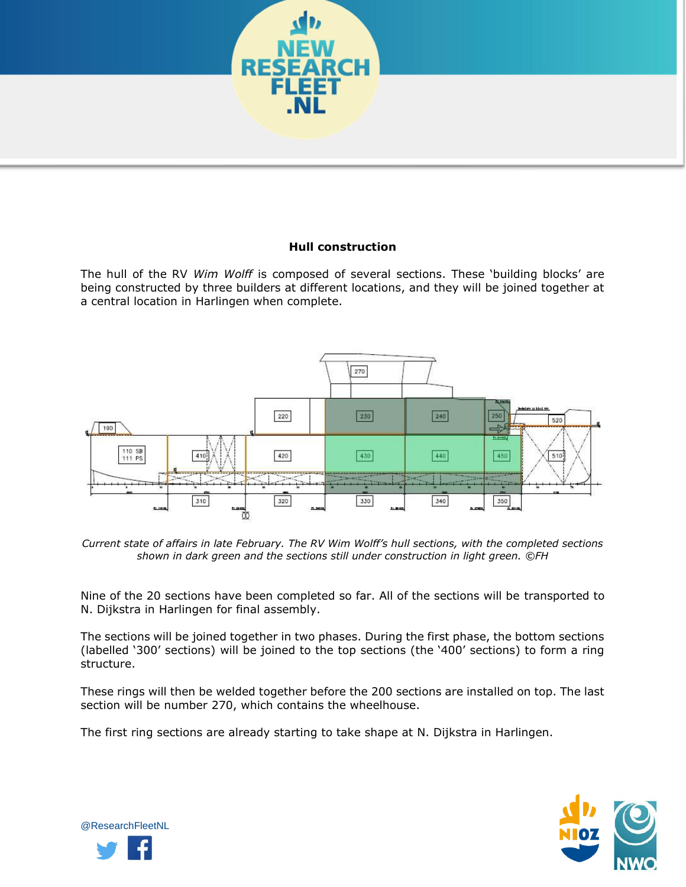## Hull construction

The hull of the RV *Wim Wolff* is composed of several sections. These ‘building blocks’ are being constructed by three builders at different locations, and they will be joined together at a central location in Harlingen when complete.

*Current state of affairs in late February. The RV Wim Wolff’s hull sections, with the completed sections shown in dark green and the sections still under construction in light green. ©FH*

Nine of the 20 sections have been completed so far. All of the sections will be transported to N. Dijkstra in Harlingen for final assembly.

The sections will be joined together in two phases. During the first phase, the bottom sections (labelled ‘300’ sections) will be joined to the top sections (the ‘400’ sections) to form a ring structure.

These rings will then be welded together before the 200 sections are installed on top. The last section will be number 270, which contains the wheelhouse.

The first ring sections are already starting to take shape at N. Dijkstra in Harlingen.

@ResearchFleetNL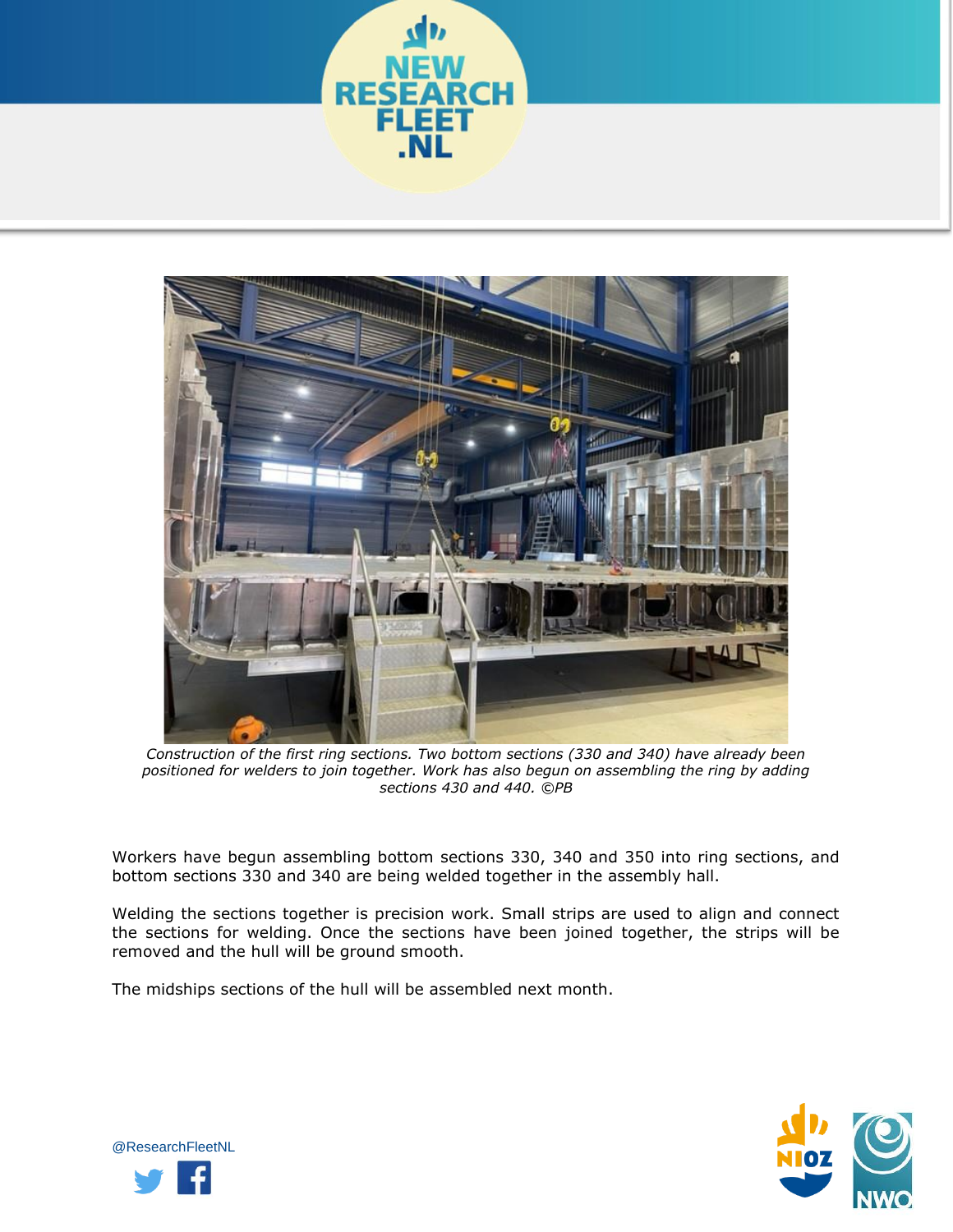*Construction of the first ring sections. Two bottom sections (330 and 340) have already been positioned for welders to join together. Work has also begun on assembling the ring by adding sections 430 and 440. ©PB*

Workers have begun assembling bottom sections 330, 340 and 350 into ring sections, and bottom sections 330 and 340 are being welded together in the assembly hall.

Welding the sections together is precision work. Small strips are used to align and connect the sections for welding. Once the sections have been joined together, the strips will be removed and the hull will be ground smooth.

The midships sections of the hull will be assembled next month.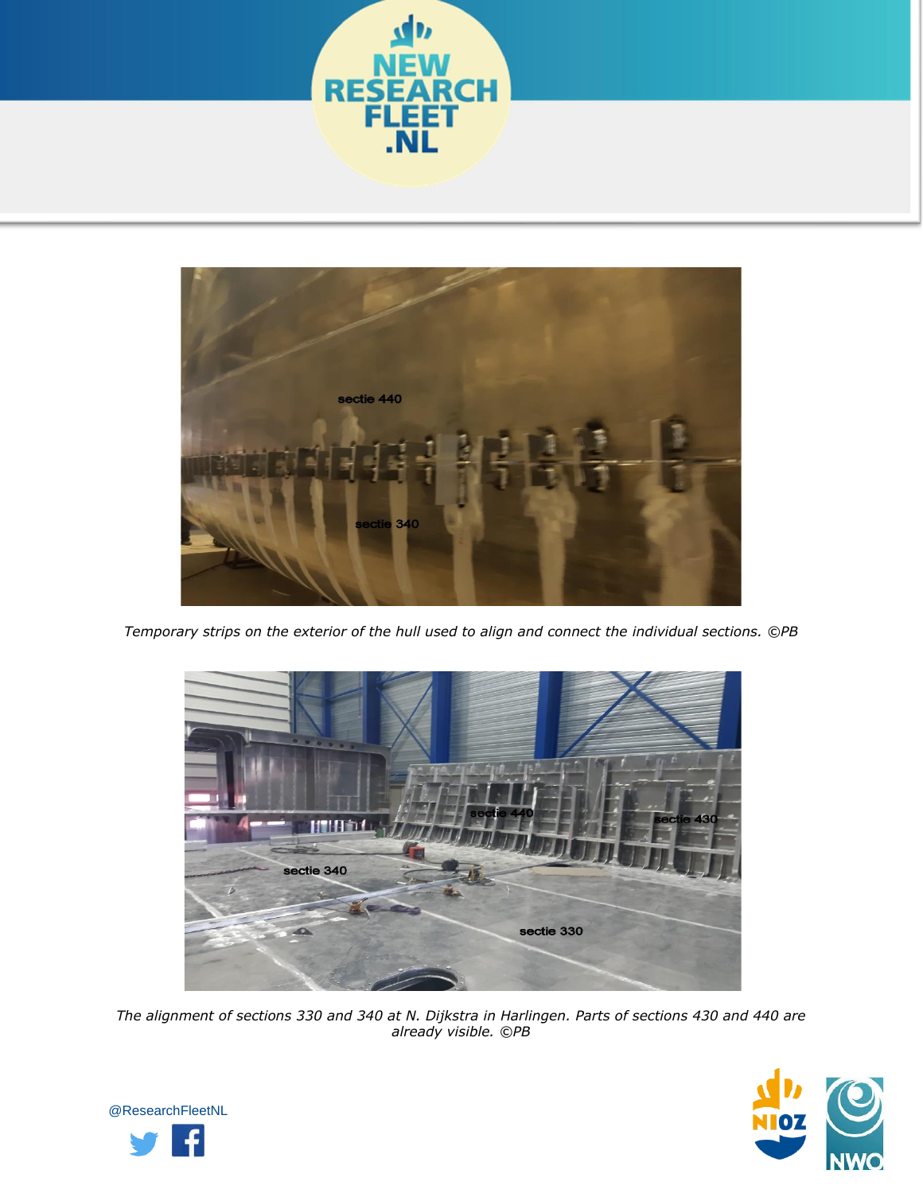*Temporary strips on the exterior of the hull used to align and connect the individual sections. ©PB*

*The alignment of sections 330 and 340 at N. Dijkstra in Harlingen. Parts of sections 430 and 440 are already visible. ©PB*

@ResearchFleetNL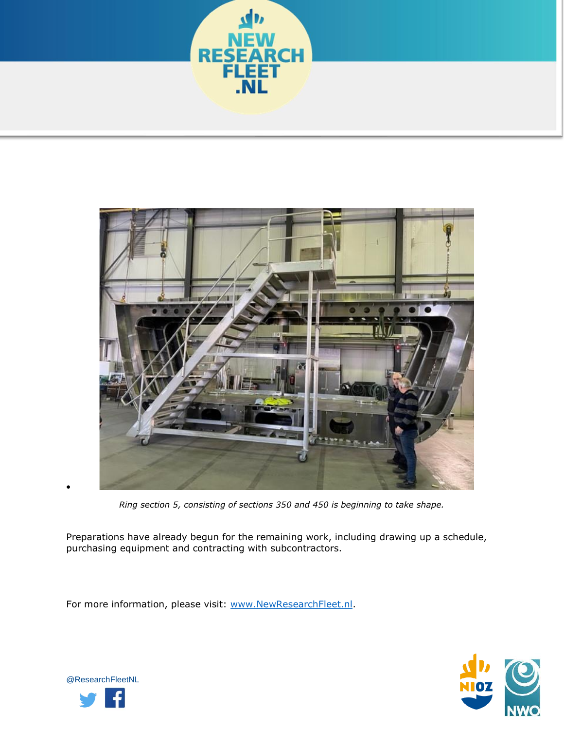*Ring section 5, consisting of sections 350 and 450 is beginning to take shape.*

Preparations have already begun for the remaining work, including drawing up a schedule, purchasing equipment and contracting with subcontractors.

For more information, please visit: [www.NewResearchFleet.nl](http://www.NewResearchFleet.nl).

@ResearchFleetNL